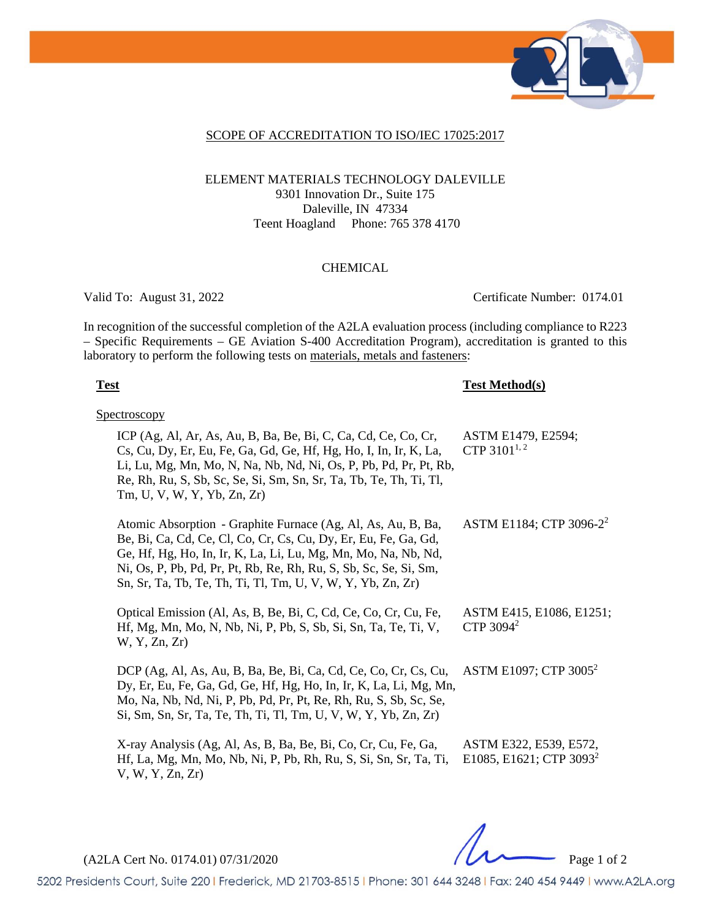## SCOPE OF ACCREDITATION TO ISO/IEC 17025:2017

ELEMENT MATERIALS TECHNOLOGY DALEVILLE
9301 Innovation Dr., Suite 175
Daleville, IN 47334
Teent Hoagland Phone: 765 378 4170

### CHEMICAL

Valid To: August 31, 2022 Certificate Number: 0174.01

In recognition of the successful completion of the A2LA evaluation process (including compliance to R223 – Specific Requirements – GE Aviation S-400 Accreditation Program), accreditation is granted to this laboratory to perform the following tests on materials, metals and fasteners:

| Test | Test Method(s) |
|---|---|
| Spectroscopy | |
| ICP (Ag, Al, Ar, As, Au, B, Ba, Be, Bi, C, Ca, Cd, Ce, Co, Cr, Cs, Cu, Dy, Er, Eu, Fe, Ga, Gd, Ge, Hf, Hg, Ho, I, In, Ir, K, La, Li, Lu, Mg, Mn, Mo, N, Na, Nb, Nd, Ni, Os, P, Pb, Pd, Pr, Pt, Rb, Re, Rh, Ru, S, Sb, Sc, Se, Si, Sm, Sn, Sr, Ta, Tb, Te, Th, Ti, Tl, Tm, U, V, W, Y, Yb, Zn, Zr) | ASTM E1479, E2594; CTP 3101[1, 2] |
| Atomic Absorption - Graphite Furnace (Ag, Al, As, Au, B, Ba, Be, Bi, Ca, Cd, Ce, Cl, Co, Cr, Cs, Cu, Dy, Er, Eu, Fe, Ga, Gd, Ge, Hf, Hg, Ho, In, Ir, K, La, Li, Lu, Mg, Mn, Mo, Na, Nb, Nd, Ni, Os, P, Pb, Pd, Pr, Pt, Rb, Re, Rh, Ru, S, Sb, Sc, Se, Si, Sm, Sn, Sr, Ta, Tb, Te, Th, Ti, Tl, Tm, U, V, W, Y, Yb, Zn, Zr) | ASTM E1184; CTP 3096-2[2] |
| Optical Emission (Al, As, B, Be, Bi, C, Cd, Ce, Co, Cr, Cu, Fe, Hf, Mg, Mn, Mo, N, Nb, Ni, P, Pb, S, Sb, Si, Sn, Ta, Te, Ti, V, W, Y, Zn, Zr) | ASTM E415, E1086, E1251; CTP 3094[2] |
| DCP (Ag, Al, As, Au, B, Ba, Be, Bi, Ca, Cd, Ce, Co, Cr, Cs, Cu, Dy, Er, Eu, Fe, Ga, Gd, Ge, Hf, Hg, Ho, In, Ir, K, La, Li, Mg, Mn, Mo, Na, Nb, Nd, Ni, P, Pb, Pd, Pr, Pt, Re, Rh, Ru, S, Sb, Sc, Se, Si, Sm, Sn, Sr, Ta, Te, Th, Ti, Tl, Tm, U, V, W, Y, Yb, Zn, Zr) | ASTM E1097; CTP 3005[2] |
| X-ray Analysis (Ag, Al, As, B, Ba, Be, Bi, Co, Cr, Cu, Fe, Ga, Hf, La, Mg, Mn, Mo, Nb, Ni, P, Pb, Rh, Ru, S, Si, Sn, Sr, Ta, Ti, V, W, Y, Zn, Zr) | ASTM E322, E539, E572, E1085, E1621; CTP 3093[2] |

(A2LA Cert No. 0174.01) 07/31/2020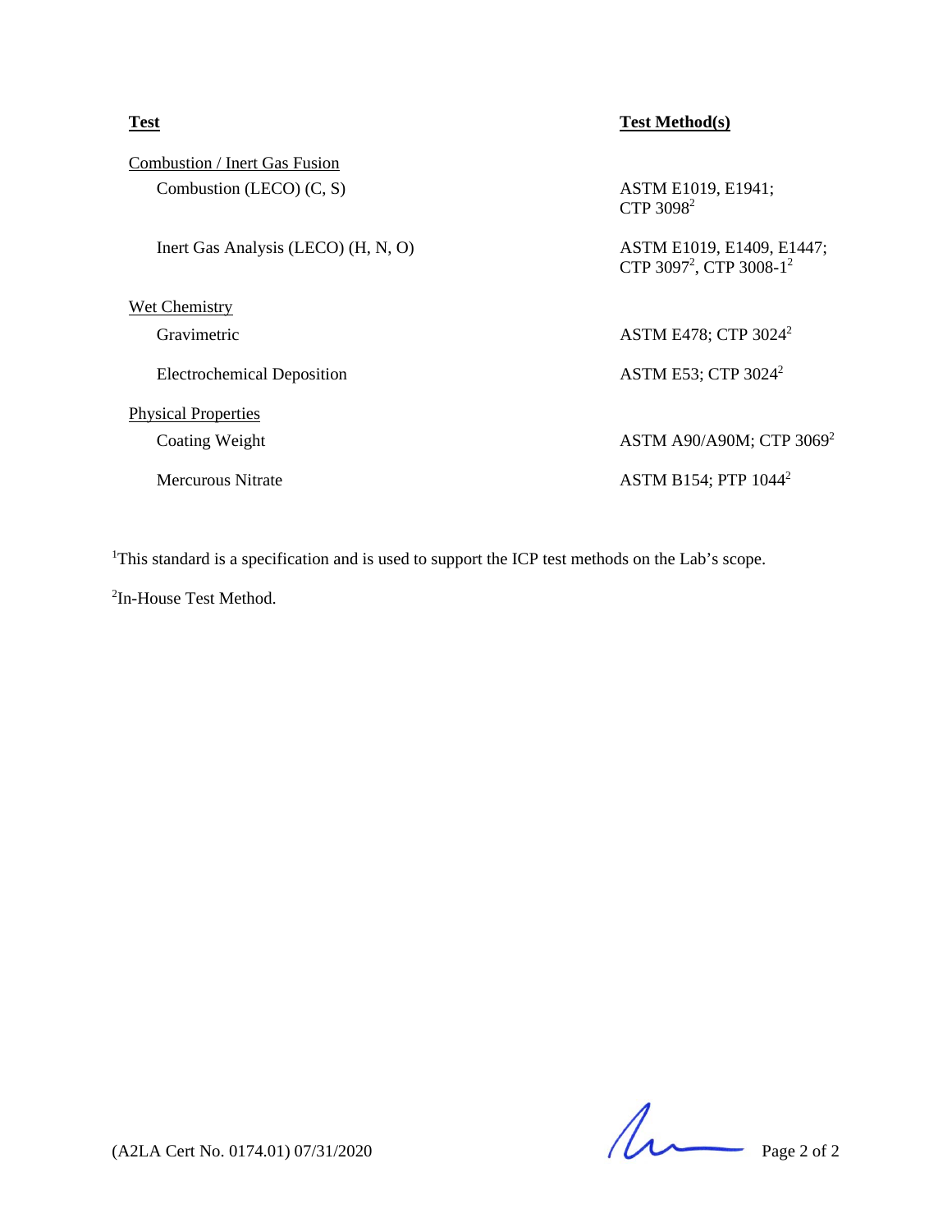| Test | Test Method(s) |
| --- | --- |
| Combustion / Inert Gas Fusion | |
| Combustion (LECO) (C, S) | ASTM E1019, E1941; CTP 3098[2] |
| Inert Gas Analysis (LECO) (H, N, O) | ASTM E1019, E1409, E1447; CTP 3097[2], CTP 3008-1[2] |
| Wet Chemistry | |
| Gravimetric | ASTM E478; CTP 3024[2] |
| Electrochemical Deposition | ASTM E53; CTP 3024[2] |
| Physical Properties | |
| Coating Weight | ASTM A90/A90M; CTP 3069[2] |
| Mercurous Nitrate | ASTM B154; PTP 1044[2] |

[1]This standard is a specification and is used to support the ICP test methods on the Lab's scope.

[2]In-House Test Method.

(A2LA Cert No. 0174.01) 07/31/2020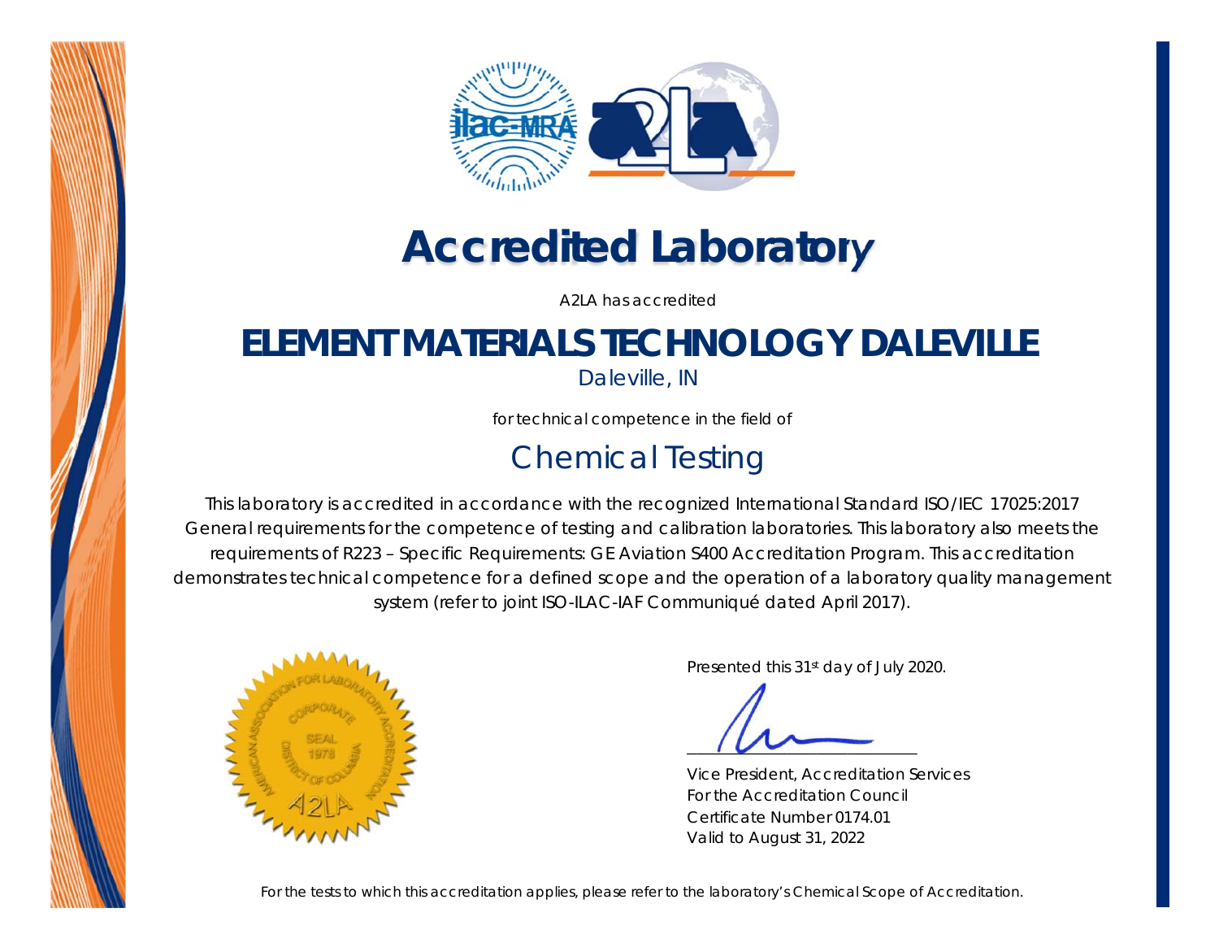# Accredited Laboratory

A2LA has accredited

## ELEMENT MATERIALS TECHNOLOGY DALEVILLE

Daleville, IN

for technical competence in the field of

## Chemical Testing

This laboratory is accredited in accordance with the recognized International Standard ISO/IEC 17025:2017 General requirements for the competence of testing and calibration laboratories. This laboratory also meets the requirements of R223 – Specific Requirements: GE Aviation S400 Accreditation Program. This accreditation demonstrates technical competence for a defined scope and the operation of a laboratory quality management system (refer to joint ISO-ILAC-IAF Communiqué dated April 2017).

Presented this 31st day of July 2020.

Vice President, Accreditation Services
For the Accreditation Council
Certificate Number 0174.01
Valid to August 31, 2022

For the tests to which this accreditation applies, please refer to the laboratory's Chemical Scope of Accreditation.